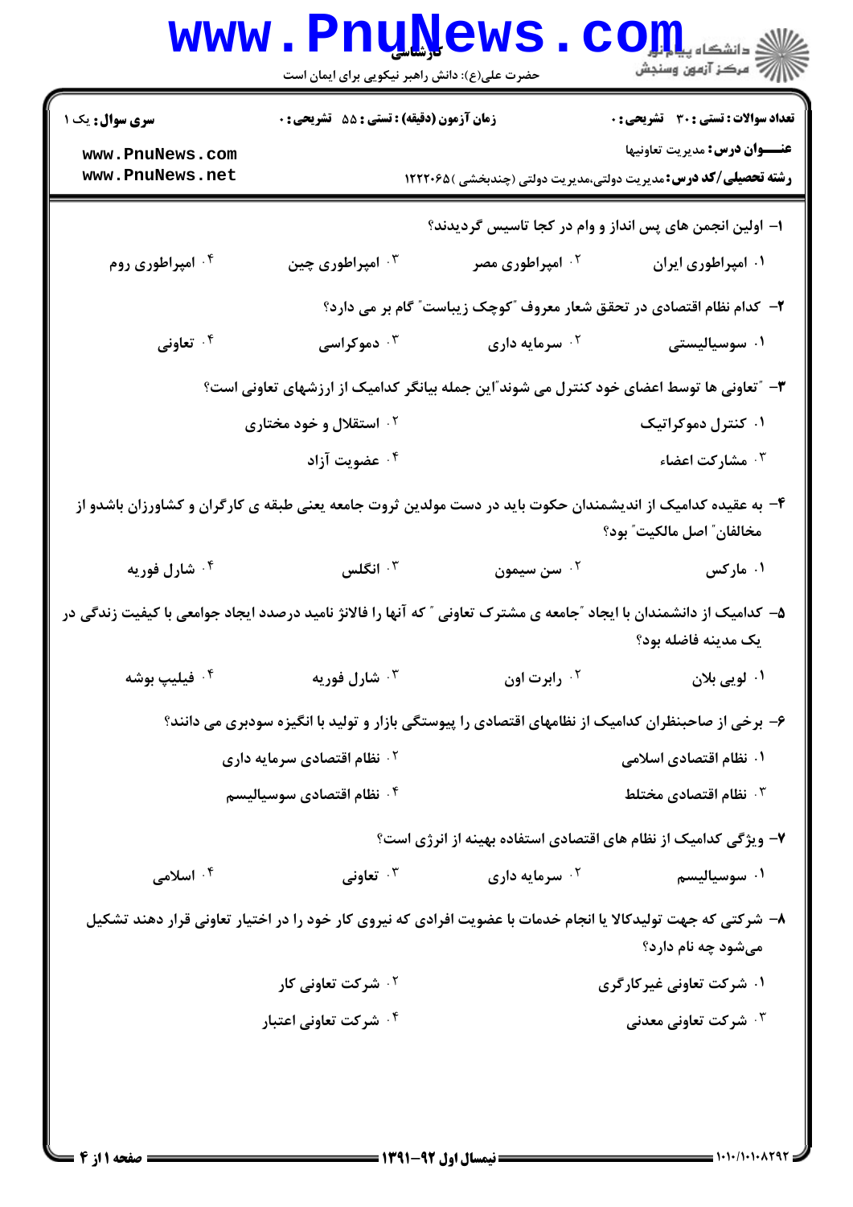**سری سوال:** یک ۱

**زمان آزمون (دقیقه) : تستی : ۵۵ تشریحی : ۰**

**تعداد سوالات : تستی : ۳۰ تشریحی : ۰**

**عنـــوان درس:** مدیریت تعاونیها

**رشته تحصیلی/کد درس:** مدیریت دولتی،مدیریت دولتی (چندبخشی )۱۲۲۲۰۶۵

۱- اولین انجمن های پس انداز و وام در کجا تاسیس گردیدند؟

۱. امپراطوری ایران
۲. امپراطوری مصر
۳. امپراطوری چین
۴. امپراطوری روم

۲- کدام نظام اقتصادی در تحقق شعار معروف "کوچک زیباست" گام بر می دارد؟

۱. سوسیالیستی
۲. سرمایه داری
۳. دموکراسی
۴. تعاونی

۳- "تعاونی ها توسط اعضای خود کنترل می شوند"این جمله بیانگر کدامیک از ارزشهای تعاونی است؟

۱. کنترل دموکراتیک
۲. استقلال و خود مختاری
۳. مشارکت اعضاء
۴. عضویت آزاد

۴- به عقیده کدامیک از اندیشمندان حکوت باید در دست مولدین ثروت جامعه یعنی طبقه ی کارگران و کشاورزان باشدو از مخالفان" اصل مالکیت" بود؟

۱. مارکس
۲. سن سیمون
۳. انگلس
۴. شارل فوریه

۵- کدامیک از دانشمندان با ایجاد "جامعه ی مشترک تعاونی " که آنها را فالانژ نامید درصدد ایجاد جوامعی با کیفیت زندگی در یک مدینه فاضله بود؟

۱. لویی بلان
۲. رابرت اون
۳. شارل فوریه
۴. فیلیپ بوشه

۶- برخی از صاحبنظران کدامیک از نظامهای اقتصادی از پیوستگی بازار و تولید با انگیزه سودبری می دانند؟

۱. نظام اقتصادی اسلامی
۲. نظام اقتصادی سرمایه داری
۳. نظام اقتصادی مختلط
۴. نظام اقتصادی سوسیالیسم

۷- ویژگی کدامیک از نظام های اقتصادی استفاده بهینه از انرژی است؟

۱. سوسیالیسم
۲. سرمایه داری
۳. تعاونی
۴. اسلامی

۸- شرکتی که جهت تولیدکالا یا انجام خدمات با عضویت افرادی که نیروی کار خود را در اختیار تعاونی قرار دهند تشکیل می‌شود چه نام دارد؟

۱. شرکت تعاونی غیرکارگری
۲. شرکت تعاونی کار
۳. شرکت تعاونی معدنی
۴. شرکت تعاونی اعتبار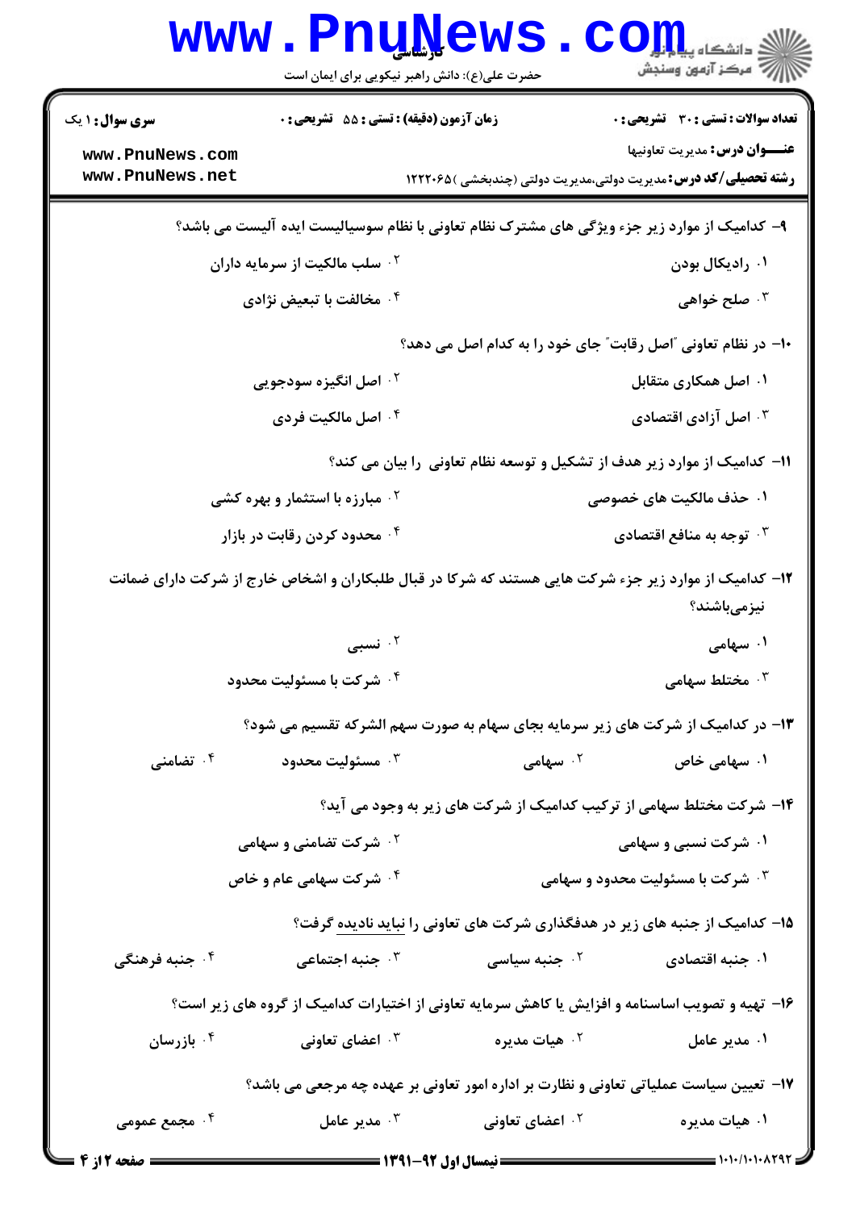۹- کدامیک از موارد زیر جزء ویژگی های مشترک نظام تعاونی با نظام سوسیالیست ایده آلیست می باشد؟

۱. رادیکال بودن
۲. سلب مالکیت از سرمایه داران
۳. صلح خواهی
۴. مخالفت با تبعیض نژادی

۱۰- در نظام تعاونی "اصل رقابت" جای خود را به کدام اصل می دهد؟

۱. اصل همکاری متقابل
۲. اصل انگیزه سودجویی
۳. اصل آزادی اقتصادی
۴. اصل مالکیت فردی

۱۱- کدامیک از موارد زیر هدف از تشکیل و توسعه نظام تعاونی را بیان می کند؟

۱. حذف مالکیت های خصوصی
۲. مبارزه با استثمار و بهره کشی
۳. توجه به منافع اقتصادی
۴. محدود کردن رقابت در بازار

۱۲- کدامیک از موارد زیر جزء شرکت هایی هستند که شرکا در قبال طلبکاران و اشخاص خارج از شرکت دارای ضمانت نیزمی‌باشند؟

۱. سهامی
۲. نسبی
۳. مختلط سهامی
۴. شرکت با مسئولیت محدود

۱۳- در کدامیک از شرکت های زیر سرمایه بجای سهام به صورت سهم الشرکه تقسیم می شود؟

۱. سهامی خاص
۲. سهامی
۳. مسئولیت محدود
۴. تضامنی

۱۴- شرکت مختلط سهامی از ترکیب کدامیک از شرکت های زیر به وجود می آید؟

۱. شرکت نسبی و سهامی
۲. شرکت تضامنی و سهامی
۳. شرکت با مسئولیت محدود و سهامی
۴. شرکت سهامی عام و خاص

۱۵- کدامیک از جنبه های زیر در هدفگذاری شرکت های تعاونی را نباید نادیده گرفت؟

۱. جنبه اقتصادی
۲. جنبه سیاسی
۳. جنبه اجتماعی
۴. جنبه فرهنگی

۱۶- تهیه و تصویب اساسنامه و افزایش یا کاهش سرمایه تعاونی از اختیارات کدامیک از گروه های زیر است؟

۱. مدیر عامل
۲. هیات مدیره
۳. اعضای تعاونی
۴. بازرسان

۱۷- تعیین سیاست عملیاتی تعاونی و نظارت بر اداره امور تعاونی بر عهده چه مرجعی می باشد؟

۱. هیات مدیره
۲. اعضای تعاونی
۳. مدیر عامل
۴. مجمع عمومی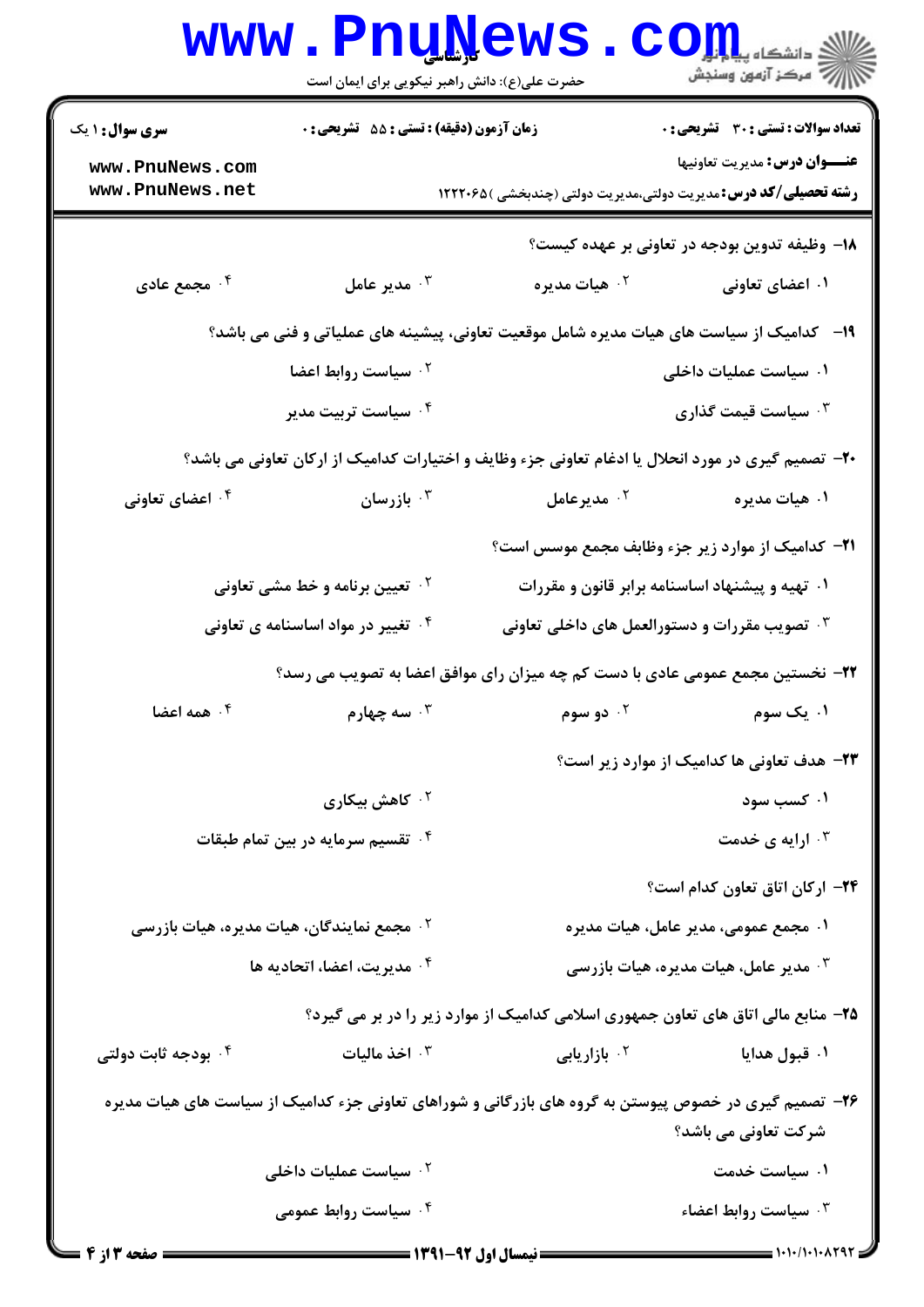**سری سوال:** ۱ یک

**زمان آزمون (دقیقه) : تستی :** ۵۵ **تشریحی :** ۰

**تعداد سوالات : تستی :** ۳۰ **تشریحی :** ۰

**عنـــوان درس:** مدیریت تعاونیها

**رشته تحصیلی/کد درس:** مدیریت دولتی،مدیریت دولتی (چندبخشی )۱۲۲۲۰۶۵

۱۸- وظیفه تدوین بودجه در تعاونی بر عهده کیست؟

۱. اعضای تعاونی
۲. هیات مدیره
۳. مدیر عامل
۴. مجمع عادی

۱۹- کدامیک از سیاست های هیات مدیره شامل موقعیت تعاونی، پیشینه های عملیاتی و فنی می باشد؟

۱. سیاست عملیات داخلی
۲. سیاست روابط اعضا
۳. سیاست قیمت گذاری
۴. سیاست تربیت مدیر

۲۰- تصمیم گیری در مورد انحلال یا ادغام تعاونی جزء وظایف و اختیارات کدامیک از ارکان تعاونی می باشد؟

۱. هیات مدیره
۲. مدیرعامل
۳. بازرسان
۴. اعضای تعاونی

۲۱- کدامیک از موارد زیر جزء وظایف مجمع موسس است؟

۱. تهیه و پیشنهاد اساسنامه برابر قانون و مقررات
۲. تعیین برنامه و خط مشی تعاونی
۳. تصویب مقررات و دستورالعمل های داخلی تعاونی
۴. تغییر در مواد اساسنامه ی تعاونی

۲۲- نخستین مجمع عمومی عادی با دست کم چه میزان رای موافق اعضا به تصویب می رسد؟

۱. یک سوم
۲. دو سوم
۳. سه چهارم
۴. همه اعضا

۲۳- هدف تعاونی ها کدامیک از موارد زیر است؟

۱. کسب سود
۲. کاهش بیکاری
۳. ارایه ی خدمت
۴. تقسیم سرمایه در بین تمام طبقات

۲۴- ارکان اتاق تعاون کدام است؟

۱. مجمع عمومی، مدیر عامل، هیات مدیره
۲. مجمع نمایندگان، هیات مدیره، هیات بازرسی
۳. مدیر عامل، هیات مدیره، هیات بازرسی
۴. مدیریت، اعضا، اتحادیه ها

۲۵- منابع مالی اتاق های تعاون جمهوری اسلامی کدامیک از موارد زیر را در بر می گیرد؟

۱. قبول هدایا
۲. بازاریابی
۳. اخذ مالیات
۴. بودجه ثابت دولتی

۲۶- تصمیم گیری در خصوص پیوستن به گروه های بازرگانی و شوراهای تعاونی جزء کدامیک از سیاست های هیات مدیره شرکت تعاونی می باشد؟

۱. سیاست خدمت
۲. سیاست عملیات داخلی
۳. سیاست روابط اعضاء
۴. سیاست روابط عمومی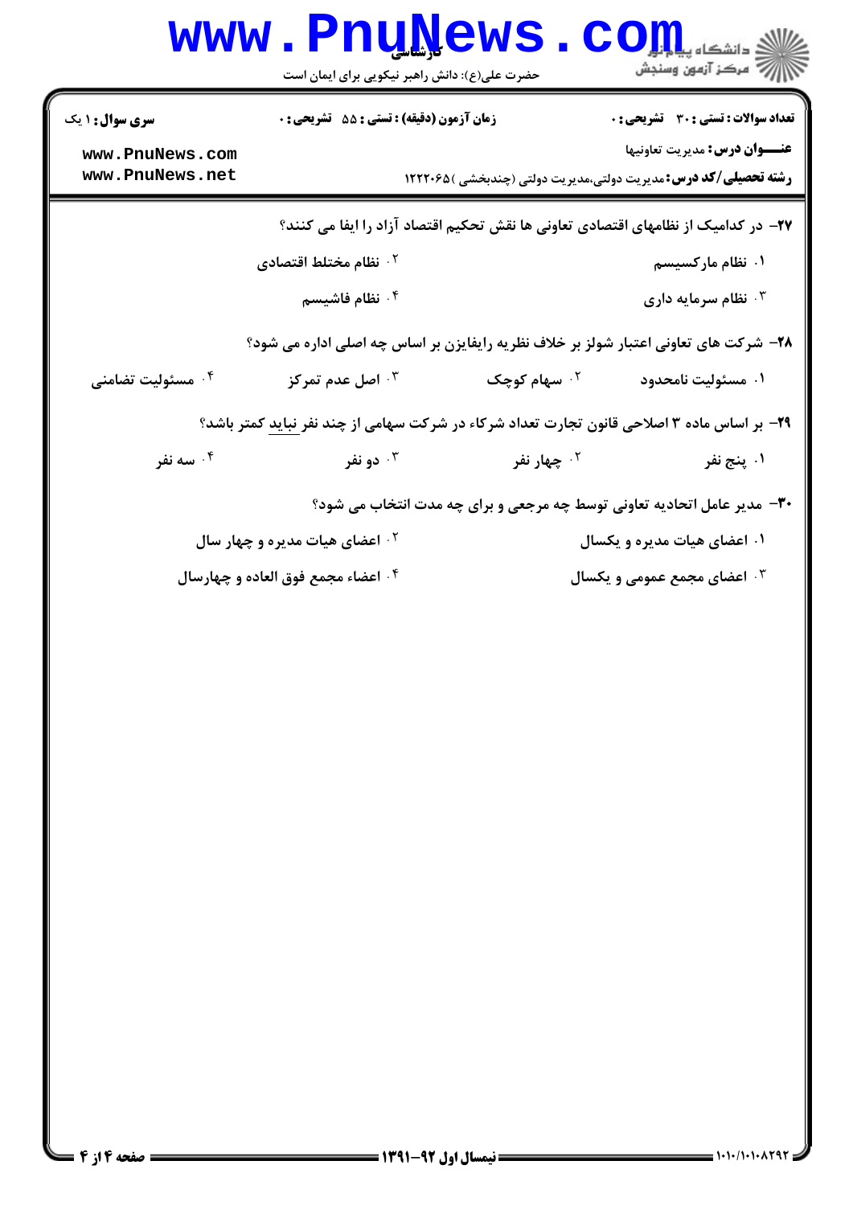۲۷- در کدامیک از نظامهای اقتصادی تعاونی ها نقش تحکیم اقتصاد آزاد را ایفا می کنند؟

۱. نظام مارکسیسم
۲. نظام مختلط اقتصادی
۳. نظام سرمایه داری
۴. نظام فاشیسم

۲۸- شرکت های تعاونی اعتبار شولز بر خلاف نظریه رایفایزن بر اساس چه اصلی اداره می شود؟

۱. مسئولیت نامحدود
۲. سهام کوچک
۳. اصل عدم تمرکز
۴. مسئولیت تضامنی

۲۹- بر اساس ماده ۳ اصلاحی قانون تجارت تعداد شرکاء در شرکت سهامی از چند نفر نباید کمتر باشد؟

۱. پنج نفر
۲. چهار نفر
۳. دو نفر
۴. سه نفر

۳۰- مدیر عامل اتحادیه تعاونی توسط چه مرجعی و برای چه مدت انتخاب می شود؟

۱. اعضای هیات مدیره و یکسال
۲. اعضای هیات مدیره و چهار سال
۳. اعضای مجمع عمومی و یکسال
۴. اعضاء مجمع فوق العاده و چهارسال